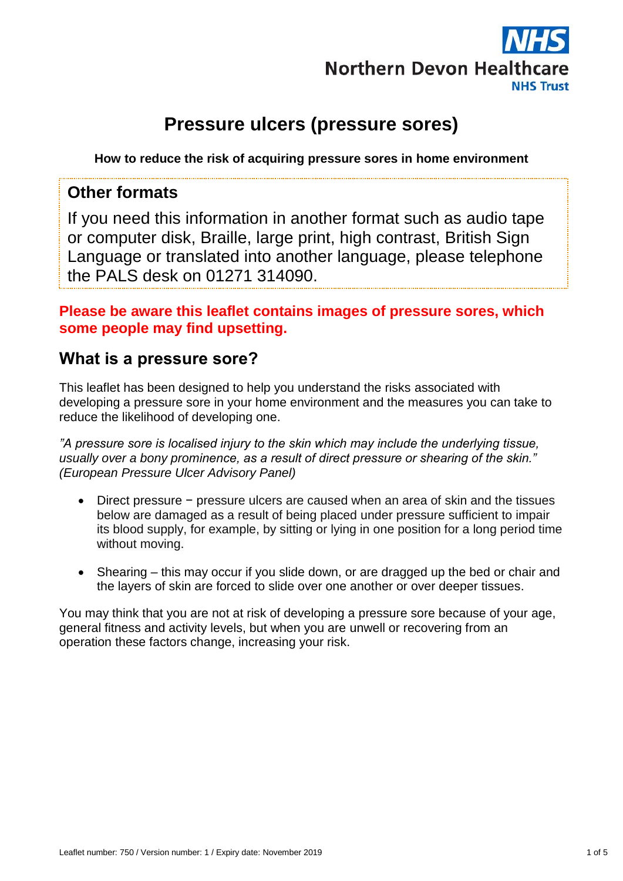NHS

Northern Devon Healthcare

NHS Trust

# Pressure ulcers (pressure sores)

**How to reduce the risk of acquiring pressure sores in home environment**

## Other formats

If you need this information in another format such as audio tape or computer disk, Braille, large print, high contrast, British Sign Language or translated into another language, please telephone the PALS desk on 01271 314090.

**Please be aware this leaflet contains images of pressure sores, which some people may find upsetting.**

## What is a pressure sore?

This leaflet has been designed to help you understand the risks associated with developing a pressure sore in your home environment and the measures you can take to reduce the likelihood of developing one.

*"A pressure sore is localised injury to the skin which may include the underlying tissue, usually over a bony prominence, as a result of direct pressure or shearing of the skin." (European Pressure Ulcer Advisory Panel)*

- Direct pressure − pressure ulcers are caused when an area of skin and the tissues below are damaged as a result of being placed under pressure sufficient to impair its blood supply, for example, by sitting or lying in one position for a long period time without moving.

- Shearing – this may occur if you slide down, or are dragged up the bed or chair and the layers of skin are forced to slide over one another or over deeper tissues.

You may think that you are not at risk of developing a pressure sore because of your age, general fitness and activity levels, but when you are unwell or recovering from an operation these factors change, increasing your risk.

Leaflet number: 750 / Version number: 1 / Expiry date: November 2019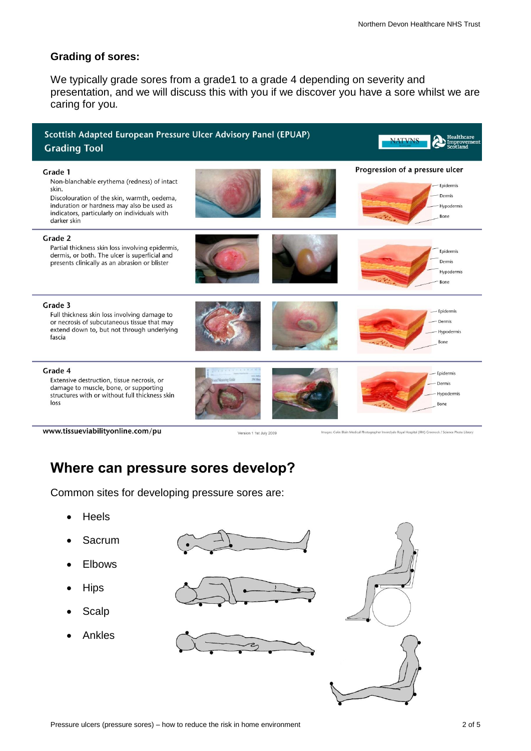### Grading of sores:

We typically grade sores from a grade1 to a grade 4 depending on severity and presentation, and we will discuss this with you if we discover you have a sore whilst we are caring for you.

**Scottish Adapted European Pressure Ulcer Advisory Panel (EPUAP) Grading Tool**

NATVNS

Healthcare Improvement Scotland

Progression of a pressure ulcer

**Grade 1**
Non-blanchable erythema (redness) of intact skin.
Discolouration of the skin, warmth, oedema, induration or hardness may also be used as indicators, particularly on individuals with darker skin

Epidermis
Dermis
Hypodermis
Bone

**Grade 2**
Partial thickness skin loss involving epidermis, dermis, or both. The ulcer is superficial and presents clinically as an abrasion or blister

Epidermis
Dermis
Hypodermis
Bone

**Grade 3**
Full thickness skin loss involving damage to or necrosis of subcutaneous tissue that may extend down to, but not through underlying fascia

Epidermis
Dermis
Hypodermis
Bone

**Grade 4**
Extensive destruction, tissue necrosis, or damage to muscle, bone, or supporting structures with or without full thickness skin loss

Epidermis
Dermis
Hypodermis
Bone

www.tissueviabilityonline.com/pu

Version 1 1st July 2009

Images: Colin Blain Medical Photographer Inverclyde Royal Hospital (IRH) Greenock / Science Photo Library

## Where can pressure sores develop?

Common sites for developing pressure sores are:

- Heels
- Sacrum
- Elbows
- Hips
- Scalp
- Ankles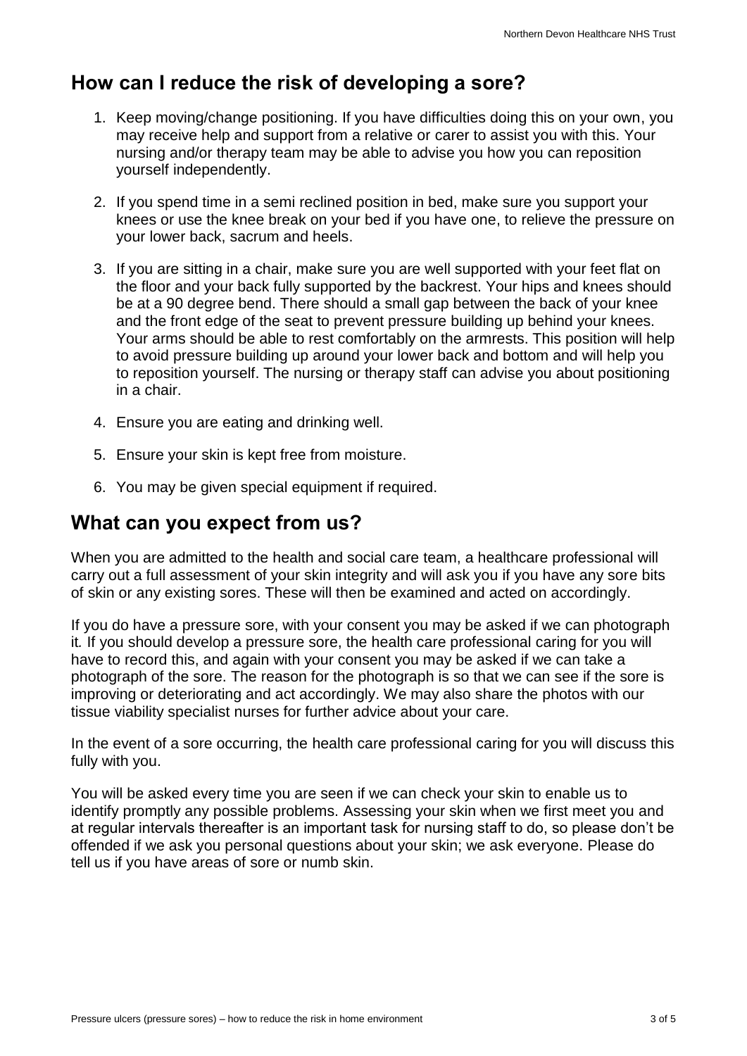## How can I reduce the risk of developing a sore?

1. Keep moving/change positioning. If you have difficulties doing this on your own, you may receive help and support from a relative or carer to assist you with this. Your nursing and/or therapy team may be able to advise you how you can reposition yourself independently.

2. If you spend time in a semi reclined position in bed, make sure you support your knees or use the knee break on your bed if you have one, to relieve the pressure on your lower back, sacrum and heels.

3. If you are sitting in a chair, make sure you are well supported with your feet flat on the floor and your back fully supported by the backrest. Your hips and knees should be at a 90 degree bend. There should a small gap between the back of your knee and the front edge of the seat to prevent pressure building up behind your knees. Your arms should be able to rest comfortably on the armrests. This position will help to avoid pressure building up around your lower back and bottom and will help you to reposition yourself. The nursing or therapy staff can advise you about positioning in a chair.

4. Ensure you are eating and drinking well.

5. Ensure your skin is kept free from moisture.

6. You may be given special equipment if required.

## What can you expect from us?

When you are admitted to the health and social care team, a healthcare professional will carry out a full assessment of your skin integrity and will ask you if you have any sore bits of skin or any existing sores. These will then be examined and acted on accordingly.

If you do have a pressure sore, with your consent you may be asked if we can photograph it*.* If you should develop a pressure sore, the health care professional caring for you will have to record this, and again with your consent you may be asked if we can take a photograph of the sore. The reason for the photograph is so that we can see if the sore is improving or deteriorating and act accordingly. We may also share the photos with our tissue viability specialist nurses for further advice about your care.

In the event of a sore occurring, the health care professional caring for you will discuss this fully with you.

You will be asked every time you are seen if we can check your skin to enable us to identify promptly any possible problems. Assessing your skin when we first meet you and at regular intervals thereafter is an important task for nursing staff to do, so please don't be offended if we ask you personal questions about your skin; we ask everyone. Please do tell us if you have areas of sore or numb skin.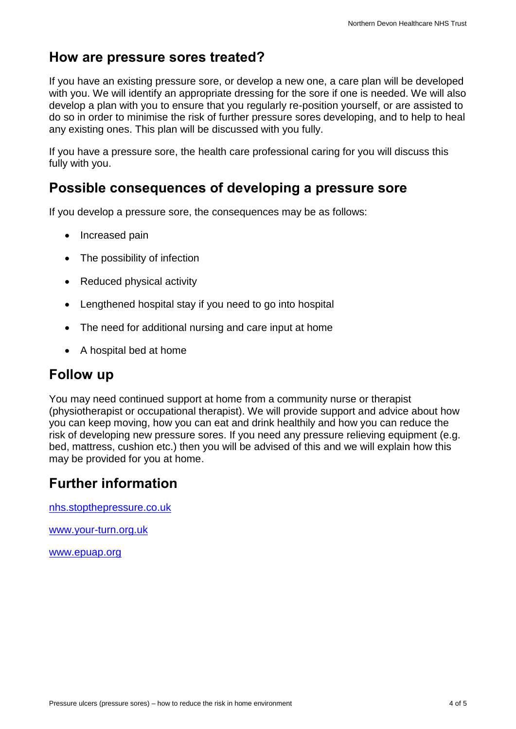## How are pressure sores treated?

If you have an existing pressure sore, or develop a new one, a care plan will be developed with you. We will identify an appropriate dressing for the sore if one is needed. We will also develop a plan with you to ensure that you regularly re-position yourself, or are assisted to do so in order to minimise the risk of further pressure sores developing, and to help to heal any existing ones. This plan will be discussed with you fully.

If you have a pressure sore, the health care professional caring for you will discuss this fully with you.

## Possible consequences of developing a pressure sore

If you develop a pressure sore, the consequences may be as follows:

- Increased pain
- The possibility of infection
- Reduced physical activity
- Lengthened hospital stay if you need to go into hospital
- The need for additional nursing and care input at home
- A hospital bed at home

## Follow up

You may need continued support at home from a community nurse or therapist (physiotherapist or occupational therapist). We will provide support and advice about how you can keep moving, how you can eat and drink healthily and how you can reduce the risk of developing new pressure sores. If you need any pressure relieving equipment (e.g. bed, mattress, cushion etc.) then you will be advised of this and we will explain how this may be provided for you at home.

## Further information

nhs.stopthepressure.co.uk

www.your-turn.org.uk

www.epuap.org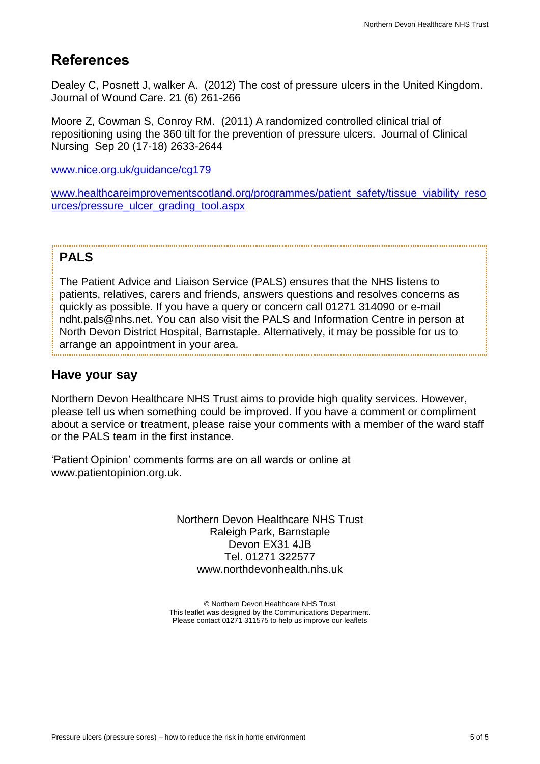## References

Dealey C, Posnett J, walker A. (2012) The cost of pressure ulcers in the United Kingdom. Journal of Wound Care. 21 (6) 261-266

Moore Z, Cowman S, Conroy RM. (2011) A randomized controlled clinical trial of repositioning using the 360 tilt for the prevention of pressure ulcers. Journal of Clinical Nursing Sep 20 (17-18) 2633-2644

www.nice.org.uk/guidance/cg179

www.healthcareimprovementscotland.org/programmes/patient_safety/tissue_viability_resources/pressure_ulcer_grading_tool.aspx

## PALS

The Patient Advice and Liaison Service (PALS) ensures that the NHS listens to patients, relatives, carers and friends, answers questions and resolves concerns as quickly as possible. If you have a query or concern call 01271 314090 or e-mail ndht.pals@nhs.net. You can also visit the PALS and Information Centre in person at North Devon District Hospital, Barnstaple. Alternatively, it may be possible for us to arrange an appointment in your area.

## Have your say

Northern Devon Healthcare NHS Trust aims to provide high quality services. However, please tell us when something could be improved. If you have a comment or compliment about a service or treatment, please raise your comments with a member of the ward staff or the PALS team in the first instance.

'Patient Opinion' comments forms are on all wards or online at www.patientopinion.org.uk.

Northern Devon Healthcare NHS Trust
Raleigh Park, Barnstaple
Devon EX31 4JB
Tel. 01271 322577
www.northdevonhealth.nhs.uk

© Northern Devon Healthcare NHS Trust
This leaflet was designed by the Communications Department.
Please contact 01271 311575 to help us improve our leaflets